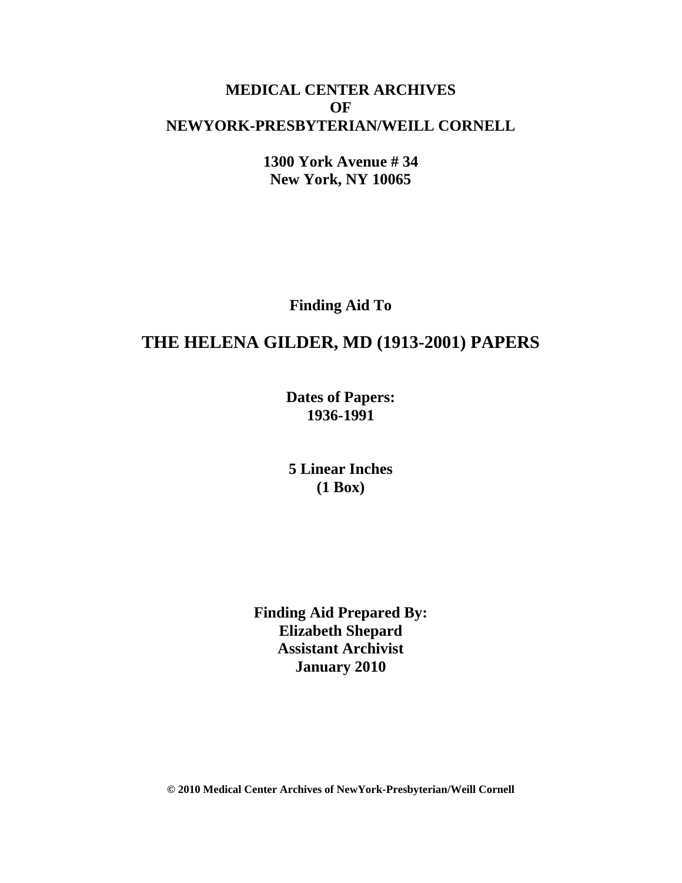**MEDICAL CENTER ARCHIVES**
**OF**
**NEWYORK-PRESBYTERIAN/WEILL CORNELL**

**1300 York Avenue # 34**
**New York, NY 10065**

**Finding Aid To**

# THE HELENA GILDER, MD (1913-2001) PAPERS

**Dates of Papers:**
**1936-1991**

**5 Linear Inches**
**(1 Box)**

**Finding Aid Prepared By:**
**Elizabeth Shepard**
**Assistant Archivist**
**January 2010**

**© 2010 Medical Center Archives of NewYork-Presbyterian/Weill Cornell**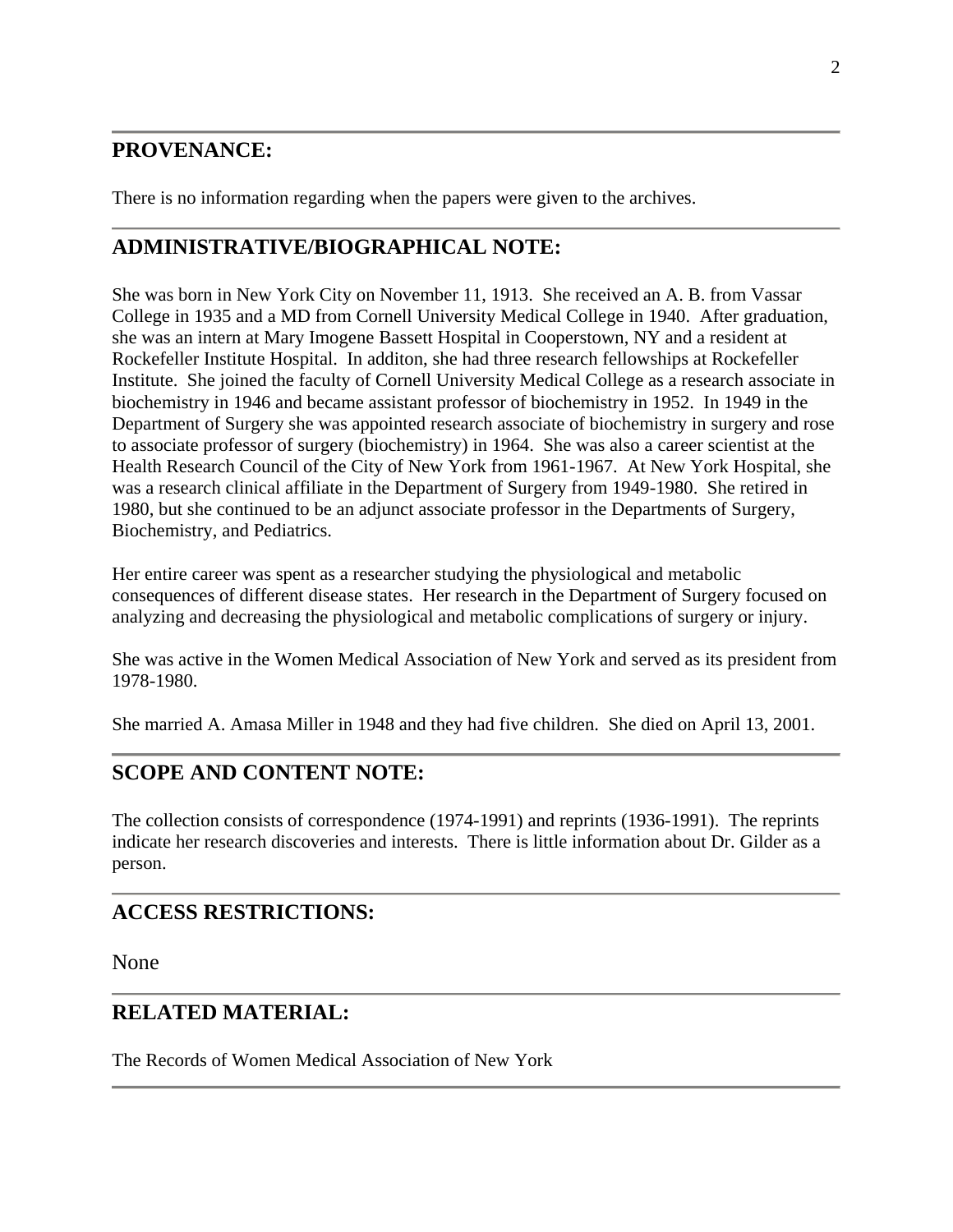## PROVENANCE:

There is no information regarding when the papers were given to the archives.

## ADMINISTRATIVE/BIOGRAPHICAL NOTE:

She was born in New York City on November 11, 1913. She received an A. B. from Vassar College in 1935 and a MD from Cornell University Medical College in 1940. After graduation, she was an intern at Mary Imogene Bassett Hospital in Cooperstown, NY and a resident at Rockefeller Institute Hospital. In additon, she had three research fellowships at Rockefeller Institute. She joined the faculty of Cornell University Medical College as a research associate in biochemistry in 1946 and became assistant professor of biochemistry in 1952. In 1949 in the Department of Surgery she was appointed research associate of biochemistry in surgery and rose to associate professor of surgery (biochemistry) in 1964. She was also a career scientist at the Health Research Council of the City of New York from 1961-1967. At New York Hospital, she was a research clinical affiliate in the Department of Surgery from 1949-1980. She retired in 1980, but she continued to be an adjunct associate professor in the Departments of Surgery, Biochemistry, and Pediatrics.

Her entire career was spent as a researcher studying the physiological and metabolic consequences of different disease states. Her research in the Department of Surgery focused on analyzing and decreasing the physiological and metabolic complications of surgery or injury.

She was active in the Women Medical Association of New York and served as its president from 1978-1980.

She married A. Amasa Miller in 1948 and they had five children. She died on April 13, 2001.

## SCOPE AND CONTENT NOTE:

The collection consists of correspondence (1974-1991) and reprints (1936-1991). The reprints indicate her research discoveries and interests. There is little information about Dr. Gilder as a person.

## ACCESS RESTRICTIONS:

None

## RELATED MATERIAL:

The Records of Women Medical Association of New York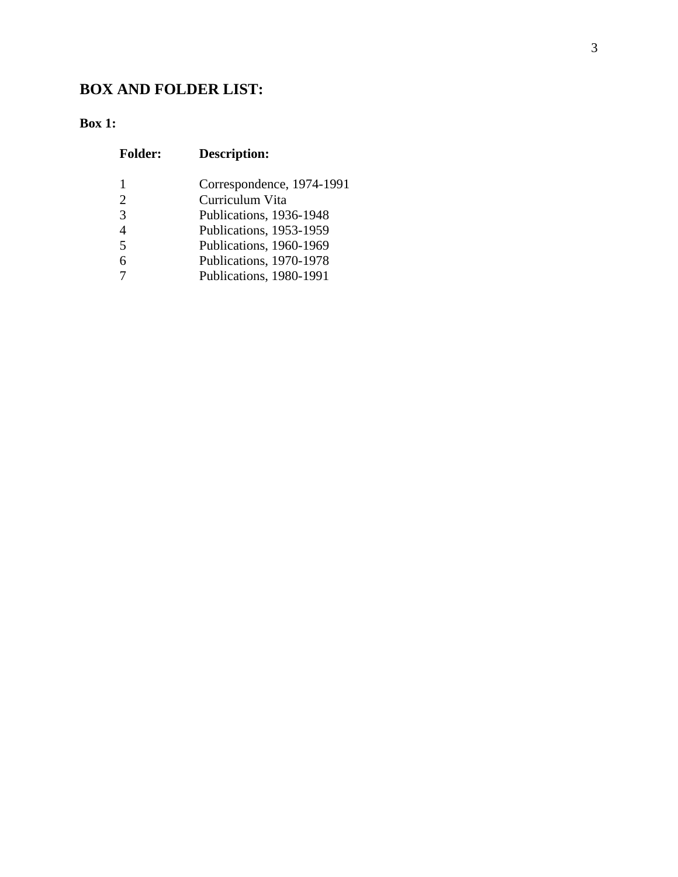## BOX AND FOLDER LIST:

**Box 1:**

| **Folder:** | **Description:** |
| --- | --- |
| 1 | Correspondence, 1974-1991 |
| 2 | Curriculum Vita |
| 3 | Publications, 1936-1948 |
| 4 | Publications, 1953-1959 |
| 5 | Publications, 1960-1969 |
| 6 | Publications, 1970-1978 |
| 7 | Publications, 1980-1991 |